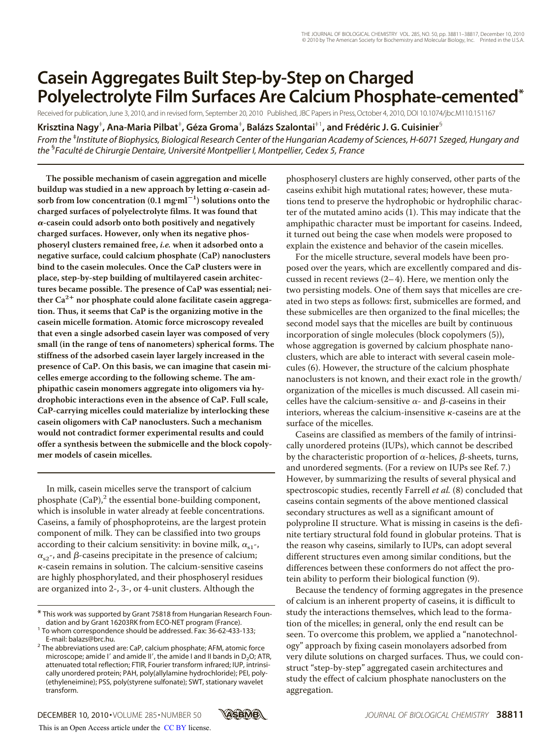# Casein Aggregates Built Step-by-Step on Charged Polyelectrolyte Film Surfaces Are Calcium Phosphate-cemented*

Received for publication, June 3, 2010, and in revised form, September 20, 2010 Published, JBC Papers in Press, October 4, 2010, DOI 10.1074/jbc.M110.151167

**Krisztina Nagy[‡], Ana-Maria Pilbat[‡], Géza Groma[‡], Balázs Szalontai[‡1], and Frédéric J. G. Cuisinier[§]**

*From the [‡]Institute of Biophysics, Biological Research Center of the Hungarian Academy of Sciences, H-6071 Szeged, Hungary and the [§]Faculté de Chirurgie Dentaire, Université Montpellier I, Montpellier, Cedex 5, France*

**The possible mechanism of casein aggregation and micelle buildup was studied in a new approach by letting $\alpha$-casein adsorb from low concentration ($0.1\ mg \cdot ml^{-1}$) solutions onto the charged surfaces of polyelectrolyte films. It was found that $\alpha$-casein could adsorb onto both positively and negatively charged surfaces. However, only when its negative phosphoseryl clusters remained free, *i.e.* when it adsorbed onto a negative surface, could calcium phosphate (CaP) nanoclusters bind to the casein molecules. Once the CaP clusters were in place, step-by-step building of multilayered casein architectures became possible. The presence of CaP was essential; neither $Ca^{2+}$ nor phosphate could alone facilitate casein aggregation. Thus, it seems that CaP is the organizing motive in the casein micelle formation. Atomic force microscopy revealed that even a single adsorbed casein layer was composed of very small (in the range of tens of nanometers) spherical forms. The stiffness of the adsorbed casein layer largely increased in the presence of CaP. On this basis, we can imagine that casein micelles emerge according to the following scheme. The amphipathic casein monomers aggregate into oligomers via hydrophobic interactions even in the absence of CaP. Full scale, CaP-carrying micelles could materialize by interlocking these casein oligomers with CaP nanoclusters. Such a mechanism would not contradict former experimental results and could offer a synthesis between the submicelle and the block copolymer models of casein micelles.**

In milk, casein micelles serve the transport of calcium phosphate (CaP),[2] the essential bone-building component, which is insoluble in water already at feeble concentrations. Caseins, a family of phosphoproteins, are the largest protein component of milk. They can be classified into two groups according to their calcium sensitivity: in bovine milk, $\alpha_{s1}$-, $\alpha_{s2}$-, and $\beta$-caseins precipitate in the presence of calcium; $\kappa$-casein remains in solution. The calcium-sensitive caseins are highly phosphorylated, and their phosphoseryl residues are organized into 2-, 3-, or 4-unit clusters. Although the phosphoseryl clusters are highly conserved, other parts of the caseins exhibit high mutational rates; however, these mutations tend to preserve the hydrophobic or hydrophilic character of the mutated amino acids (1). This may indicate that the amphipathic character must be important for caseins. Indeed, it turned out being the case when models were proposed to explain the existence and behavior of the casein micelles.

For the micelle structure, several models have been proposed over the years, which are excellently compared and discussed in recent reviews (2–4). Here, we mention only the two persisting models. One of them says that micelles are created in two steps as follows: first, submicelles are formed, and these submicelles are then organized to the final micelles; the second model says that the micelles are built by continuous incorporation of single molecules (block copolymers (5)), whose aggregation is governed by calcium phosphate nanoclusters, which are able to interact with several casein molecules (6). However, the structure of the calcium phosphate nanoclusters is not known, and their exact role in the growth/organization of the micelles is much discussed. All casein micelles have the calcium-sensitive $\alpha$- and $\beta$-caseins in their interiors, whereas the calcium-insensitive $\kappa$-caseins are at the surface of the micelles.

Caseins are classified as members of the family of intrinsically unordered proteins (IUPs), which cannot be described by the characteristic proportion of $\alpha$-helices, $\beta$-sheets, turns, and unordered segments. (For a review on IUPs see Ref. 7.) However, by summarizing the results of several physical and spectroscopic studies, recently Farrell *et al.* (8) concluded that caseins contain segments of the above mentioned classical secondary structures as well as a significant amount of polyproline II structure. What is missing in caseins is the definite tertiary structural fold found in globular proteins. That is the reason why caseins, similarly to IUPs, can adopt several different structures even among similar conditions, but the differences between these conformers do not affect the protein ability to perform their biological function (9).

Because the tendency of forming aggregates in the presence of calcium is an inherent property of caseins, it is difficult to study the interactions themselves, which lead to the formation of the micelles; in general, only the end result can be seen. To overcome this problem, we applied a "nanotechnology" approach by fixing casein monolayers adsorbed from very dilute solutions on charged surfaces. Thus, we could construct "step-by-step" aggregated casein architectures and study the effect of calcium phosphate nanoclusters on the aggregation.

* This work was supported by Grant 75818 from Hungarian Research Foundation and by Grant 16203RK from ECO-NET program (France).

[1] To whom correspondence should be addressed. Fax: 36-62-433-133; E-mail: balazs@brc.hu.

[2] The abbreviations used are: CaP, calcium phosphate; AFM, atomic force microscope; amide I′ and amide II′, the amide I and II bands in $D_2O$; ATR, attenuated total reflection; FTIR, Fourier transform infrared; IUP, intrinsically unordered protein; PAH, poly(allylamine hydrochloride); PEI, poly(ethyleneimine); PSS, poly(styrene sulfonate); SWT, stationary wavelet transform.

This is an Open Access article under the CC BY license.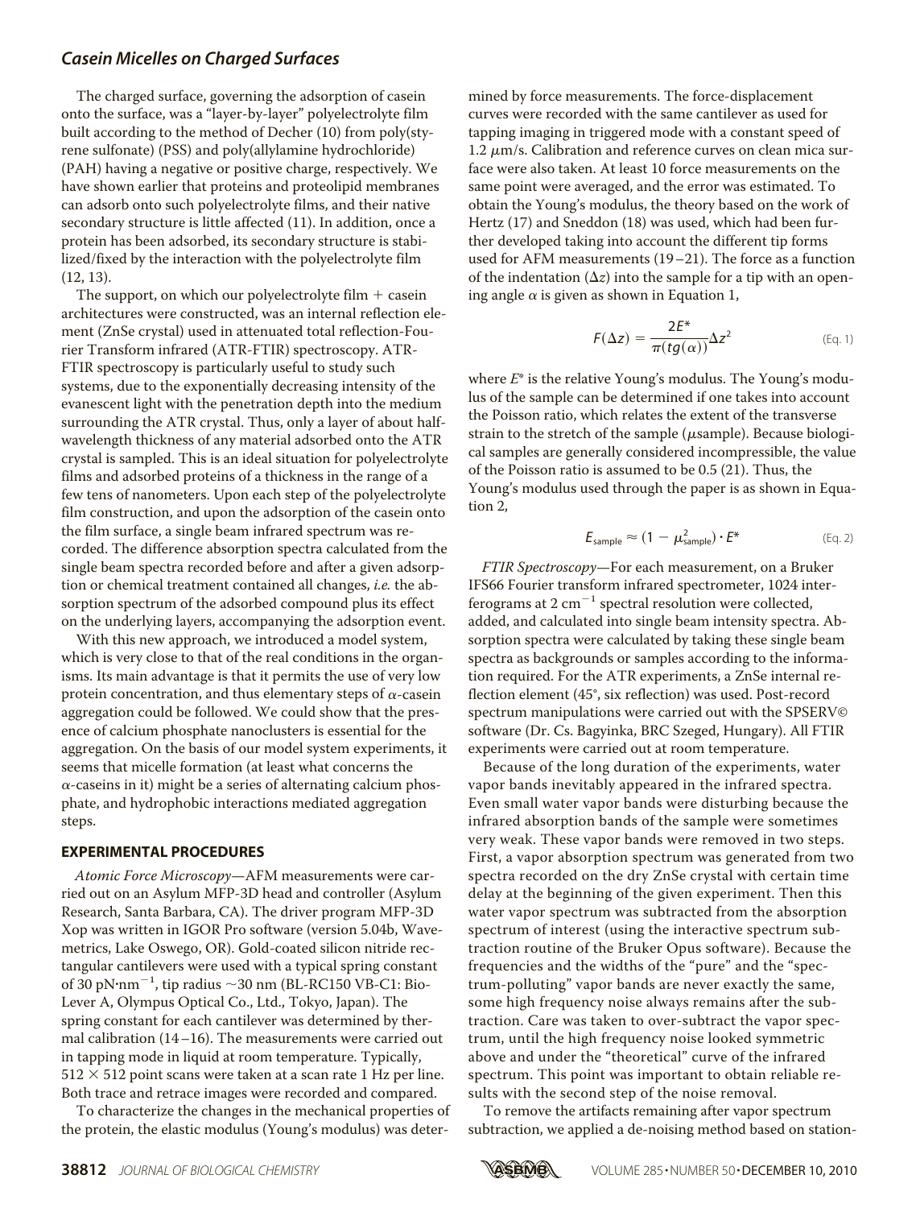The charged surface, governing the adsorption of casein onto the surface, was a "layer-by-layer" polyelectrolyte film built according to the method of Decher (10) from poly(styrene sulfonate) (PSS) and poly(allylamine hydrochloride) (PAH) having a negative or positive charge, respectively. We have shown earlier that proteins and proteolipid membranes can adsorb onto such polyelectrolyte films, and their native secondary structure is little affected (11). In addition, once a protein has been adsorbed, its secondary structure is stabilized/fixed by the interaction with the polyelectrolyte film (12, 13).

The support, on which our polyelectrolyte film + casein architectures were constructed, was an internal reflection element (ZnSe crystal) used in attenuated total reflection-Fourier Transform infrared (ATR-FTIR) spectroscopy. ATR-FTIR spectroscopy is particularly useful to study such systems, due to the exponentially decreasing intensity of the evanescent light with the penetration depth into the medium surrounding the ATR crystal. Thus, only a layer of about half-wavelength thickness of any material adsorbed onto the ATR crystal is sampled. This is an ideal situation for polyelectrolyte films and adsorbed proteins of a thickness in the range of a few tens of nanometers. Upon each step of the polyelectrolyte film construction, and upon the adsorption of the casein onto the film surface, a single beam infrared spectrum was recorded. The difference absorption spectra calculated from the single beam spectra recorded before and after a given adsorption or chemical treatment contained all changes, *i.e.* the absorption spectrum of the adsorbed compound plus its effect on the underlying layers, accompanying the adsorption event.

With this new approach, we introduced a model system, which is very close to that of the real conditions in the organisms. Its main advantage is that it permits the use of very low protein concentration, and thus elementary steps of $\alpha$-casein aggregation could be followed. We could show that the presence of calcium phosphate nanoclusters is essential for the aggregation. On the basis of our model system experiments, it seems that micelle formation (at least what concerns the $\alpha$-caseins in it) might be a series of alternating calcium phosphate, and hydrophobic interactions mediated aggregation steps.

## EXPERIMENTAL PROCEDURES

*Atomic Force Microscopy*—AFM measurements were carried out on an Asylum MFP-3D head and controller (Asylum Research, Santa Barbara, CA). The driver program MFP-3D Xop was written in IGOR Pro software (version 5.04b, Wavemetrics, Lake Oswego, OR). Gold-coated silicon nitride rectangular cantilevers were used with a typical spring constant of 30 $pN \cdot nm^{-1}$, tip radius ~30 nm (BL-RC150 VB-C1: Bio-Lever A, Olympus Optical Co., Ltd., Tokyo, Japan). The spring constant for each cantilever was determined by thermal calibration (14–16). The measurements were carried out in tapping mode in liquid at room temperature. Typically, $512 \times 512$ point scans were taken at a scan rate 1 Hz per line. Both trace and retrace images were recorded and compared.

To characterize the changes in the mechanical properties of the protein, the elastic modulus (Young's modulus) was determined by force measurements. The force-displacement curves were recorded with the same cantilever as used for tapping imaging in triggered mode with a constant speed of 1.2 $\mu$m/s. Calibration and reference curves on clean mica surface were also taken. At least 10 force measurements on the same point were averaged, and the error was estimated. To obtain the Young's modulus, the theory based on the work of Hertz (17) and Sneddon (18) was used, which had been further developed taking into account the different tip forms used for AFM measurements (19–21). The force as a function of the indentation ($\Delta z$) into the sample for a tip with an opening angle $\alpha$ is given as shown in Equation 1,

$$F(\Delta z) = \frac{2E^*}{\pi(tg(\alpha))}\Delta z^2 \tag{Eq. 1}$$

where $E^*$ is the relative Young's modulus. The Young's modulus of the sample can be determined if one takes into account the Poisson ratio, which relates the extent of the transverse strain to the stretch of the sample ($\mu$sample). Because biological samples are generally considered incompressible, the value of the Poisson ratio is assumed to be 0.5 (21). Thus, the Young's modulus used through the paper is as shown in Equation 2,

$$E_{\text{sample}} \approx (1 - \mu^2_{\text{sample}}) \cdot E^* \tag{Eq. 2}$$

*FTIR Spectroscopy*—For each measurement, on a Bruker IFS66 Fourier transform infrared spectrometer, 1024 interferograms at 2 $cm^{-1}$ spectral resolution were collected, added, and calculated into single beam intensity spectra. Absorption spectra were calculated by taking these single beam spectra as backgrounds or samples according to the information required. For the ATR experiments, a ZnSe internal reflection element (45°, six reflection) was used. Post-record spectrum manipulations were carried out with the SPSERV© software (Dr. Cs. Bagyinka, BRC Szeged, Hungary). All FTIR experiments were carried out at room temperature.

Because of the long duration of the experiments, water vapor bands inevitably appeared in the infrared spectra. Even small water vapor bands were disturbing because the infrared absorption bands of the sample were sometimes very weak. These vapor bands were removed in two steps. First, a vapor absorption spectrum was generated from two spectra recorded on the dry ZnSe crystal with certain time delay at the beginning of the given experiment. Then this water vapor spectrum was subtracted from the absorption spectrum of interest (using the interactive spectrum subtraction routine of the Bruker Opus software). Because the frequencies and the widths of the "pure" and the "spectrum-polluting" vapor bands are never exactly the same, some high frequency noise always remains after the subtraction. Care was taken to over-subtract the vapor spectrum, until the high frequency noise looked symmetric above and under the "theoretical" curve of the infrared spectrum. This point was important to obtain reliable results with the second step of the noise removal.

To remove the artifacts remaining after vapor spectrum subtraction, we applied a de-noising method based on station-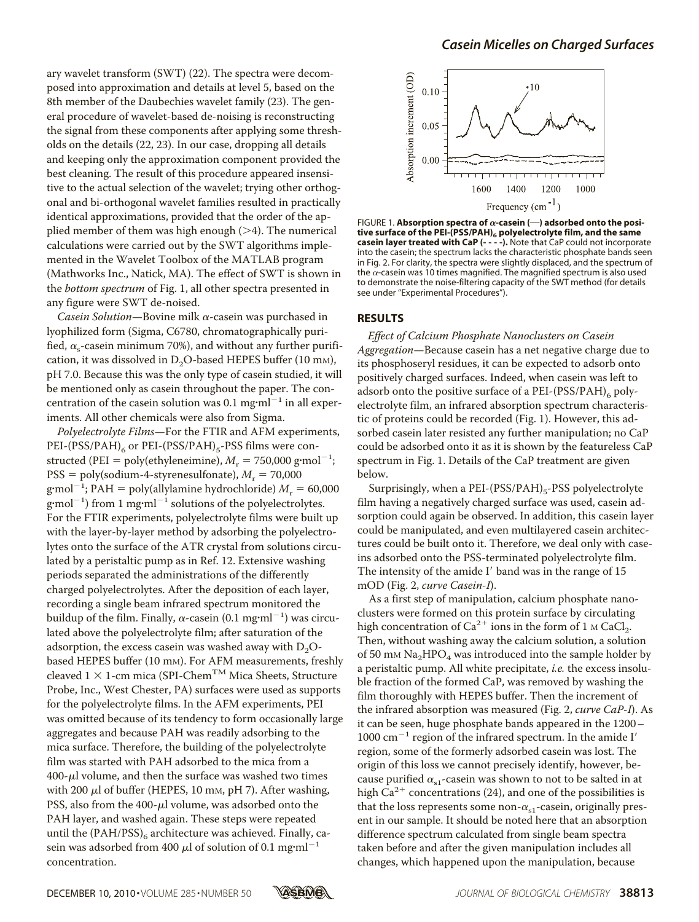ary wavelet transform (SWT) (22). The spectra were decomposed into approximation and details at level 5, based on the 8th member of the Daubechies wavelet family (23). The general procedure of wavelet-based de-noising is reconstructing the signal from these components after applying some thresholds on the details (22, 23). In our case, dropping all details and keeping only the approximation component provided the best cleaning. The result of this procedure appeared insensitive to the actual selection of the wavelet; trying other orthogonal and bi-orthogonal wavelet families resulted in practically identical approximations, provided that the order of the applied member of them was high enough (>4). The numerical calculations were carried out by the SWT algorithms implemented in the Wavelet Toolbox of the MATLAB program (Mathworks Inc., Natick, MA). The effect of SWT is shown in the *bottom spectrum* of Fig. 1, all other spectra presented in any figure were SWT de-noised.

*Casein Solution*—Bovine milk α-casein was purchased in lyophilized form (Sigma, C6780, chromatographically purified, $\alpha_s$-casein minimum 70%), and without any further purification, it was dissolved in $D_2O$-based HEPES buffer (10 mM), pH 7.0. Because this was the only type of casein studied, it will be mentioned only as casein throughout the paper. The concentration of the casein solution was 0.1 mg·ml$^{-1}$ in all experiments. All other chemicals were also from Sigma.

*Polyelectrolyte Films*—For the FTIR and AFM experiments, PEI-$(PSS/PAH)_6$ or PEI-$(PSS/PAH)_5$-PSS films were constructed (PEI = poly(ethyleneimine), $M_r$ = 750,000 g·mol$^{-1}$; PSS = poly(sodium-4-styrenesulfonate), $M_r$ = 70,000 g·mol$^{-1}$; PAH = poly(allylamine hydrochloride) $M_r$ = 60,000 g·mol$^{-1}$) from 1 mg·ml$^{-1}$ solutions of the polyelectrolytes. For the FTIR experiments, polyelectrolyte films were built up with the layer-by-layer method by adsorbing the polyelectrolytes onto the surface of the ATR crystal from solutions circulated by a peristaltic pump as in Ref. 12. Extensive washing periods separated the administrations of the differently charged polyelectrolytes. After the deposition of each layer, recording a single beam infrared spectrum monitored the buildup of the film. Finally, α-casein (0.1 mg·ml$^{-1}$) was circulated above the polyelectrolyte film; after saturation of the adsorption, the excess casein was washed away with $D_2O$-based HEPES buffer (10 mM). For AFM measurements, freshly cleaved 1 × 1-cm mica (SPI-Chem™ Mica Sheets, Structure Probe, Inc., West Chester, PA) surfaces were used as supports for the polyelectrolyte films. In the AFM experiments, PEI was omitted because of its tendency to form occasionally large aggregates and because PAH was readily adsorbing to the mica surface. Therefore, the building of the polyelectrolyte film was started with PAH adsorbed to the mica from a 400-μl volume, and then the surface was washed two times with 200 μl of buffer (HEPES, 10 mM, pH 7). After washing, PSS, also from the 400-μl volume, was adsorbed onto the PAH layer, and washed again. These steps were repeated until the $(PAH/PSS)_6$ architecture was achieved. Finally, casein was adsorbed from 400 μl of solution of 0.1 mg·ml$^{-1}$ concentration.

FIGURE 1. **Absorption spectra of α-casein (—) adsorbed onto the positive surface of the PEI-$(PSS/PAH)_6$ polyelectrolyte film, and the same casein layer treated with CaP (- - - -).** Note that CaP could not incorporate into the casein; the spectrum lacks the characteristic phosphate bands seen in Fig. 2. For clarity, the spectra were slightly displaced, and the spectrum of the α-casein was 10 times magnified. The magnified spectrum is also used to demonstrate the noise-filtering capacity of the SWT method (for details see under "Experimental Procedures").

## RESULTS

*Effect of Calcium Phosphate Nanoclusters on Casein Aggregation*—Because casein has a net negative charge due to its phosphoseryl residues, it can be expected to adsorb onto positively charged surfaces. Indeed, when casein was left to adsorb onto the positive surface of a PEI-$(PSS/PAH)_6$ polyelectrolyte film, an infrared absorption spectrum characteristic of proteins could be recorded (Fig. 1). However, this adsorbed casein later resisted any further manipulation; no CaP could be adsorbed onto it as it is shown by the featureless CaP spectrum in Fig. 1. Details of the CaP treatment are given below.

Surprisingly, when a PEI-$(PSS/PAH)_5$-PSS polyelectrolyte film having a negatively charged surface was used, casein adsorption could again be observed. In addition, this casein layer could be manipulated, and even multilayered casein architectures could be built onto it. Therefore, we deal only with caseins adsorbed onto the PSS-terminated polyelectrolyte film. The intensity of the amide I′ band was in the range of 15 mOD (Fig. 2, *curve Casein-I*).

As a first step of manipulation, calcium phosphate nanoclusters were formed on this protein surface by circulating high concentration of $Ca^{2+}$ ions in the form of 1 M $CaCl_2$. Then, without washing away the calcium solution, a solution of 50 mM $Na_2HPO_4$ was introduced into the sample holder by a peristaltic pump. All white precipitate, *i.e.* the excess insoluble fraction of the formed CaP, was removed by washing the film thoroughly with HEPES buffer. Then the increment of the infrared absorption was measured (Fig. 2, *curve CaP-I*). As it can be seen, huge phosphate bands appeared in the 1200–1000 cm$^{-1}$ region of the infrared spectrum. In the amide I′ region, some of the formerly adsorbed casein was lost. The origin of this loss we cannot precisely identify, however, because purified $\alpha_{s1}$-casein was shown to not to be salted in at high $Ca^{2+}$ concentrations (24), and one of the possibilities is that the loss represents some non-$\alpha_{s1}$-casein, originally present in our sample. It should be noted here that an absorption difference spectrum calculated from single beam spectra taken before and after the given manipulation includes all changes, which happened upon the manipulation, because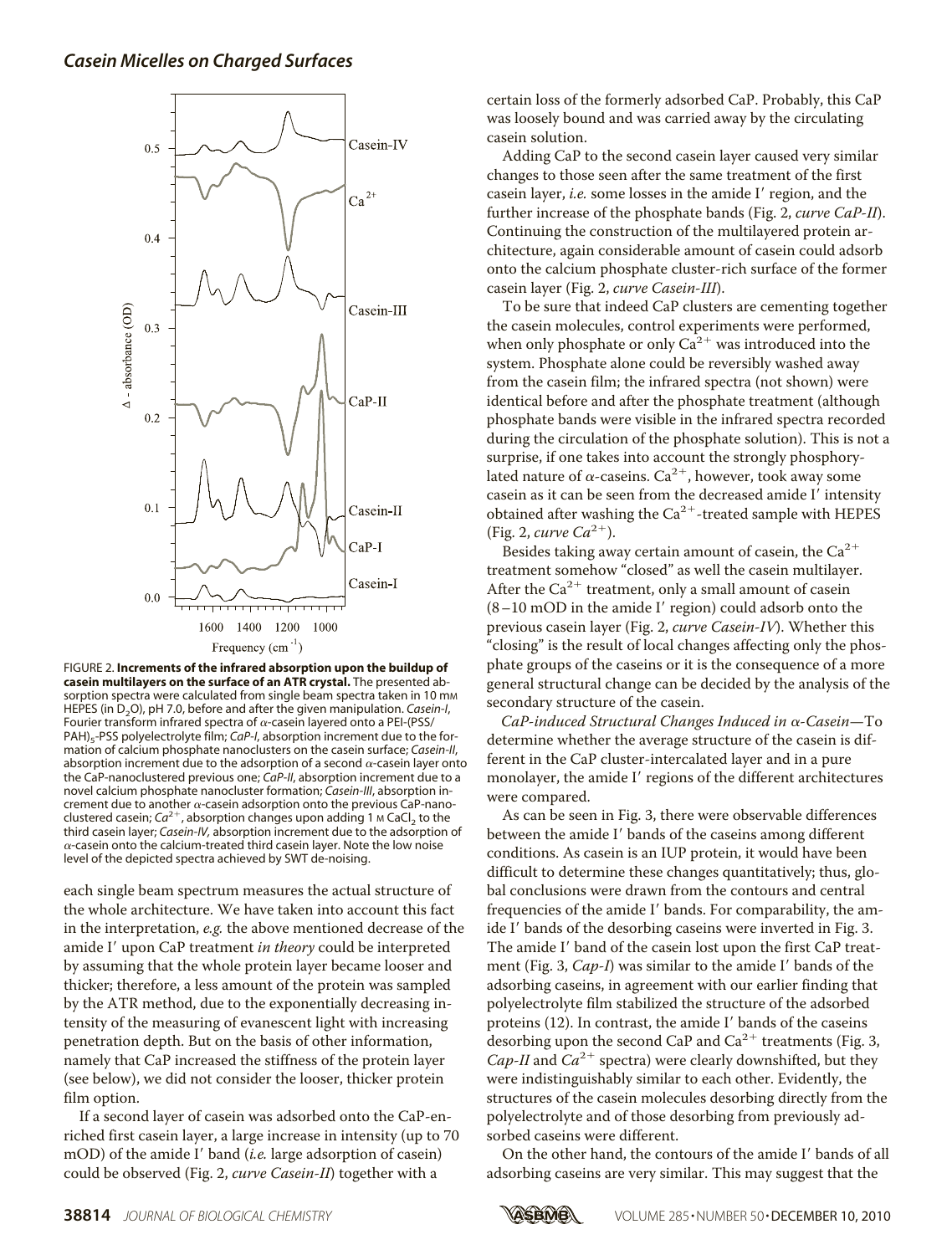FIGURE 2. **Increments of the infrared absorption upon the buildup of casein multilayers on the surface of an ATR crystal.** The presented absorption spectra were calculated from single beam spectra taken in 10 mM HEPES (in $D_2O$), pH 7.0, before and after the given manipulation. *Casein-I*, Fourier transform infrared spectra of $\alpha$-casein layered onto a PEI-(PSS/PAH)$_5$-PSS polyelectrolyte film; *CaP-I*, absorption increment due to the formation of calcium phosphate nanoclusters on the casein surface; *Casein-II*, absorption increment due to the adsorption of a second $\alpha$-casein layer onto the CaP-nanoclustered previous one; *CaP-II*, absorption increment due to a novel calcium phosphate nanocluster formation; *Casein-III*, absorption increment due to another $\alpha$-casein adsorption onto the previous CaP-nanoclustered casein; $Ca^{2+}$, absorption changes upon adding 1 M $CaCl_2$ to the third casein layer; *Casein-IV*, absorption increment due to the adsorption of $\alpha$-casein onto the calcium-treated third casein layer. Note the low noise level of the depicted spectra achieved by SWT de-noising.

each single beam spectrum measures the actual structure of the whole architecture. We have taken into account this fact in the interpretation, *e.g.* the above mentioned decrease of the amide I′ upon CaP treatment *in theory* could be interpreted by assuming that the whole protein layer became looser and thicker; therefore, a less amount of the protein was sampled by the ATR method, due to the exponentially decreasing intensity of the measuring of evanescent light with increasing penetration depth. But on the basis of other information, namely that CaP increased the stiffness of the protein layer (see below), we did not consider the looser, thicker protein film option.

If a second layer of casein was adsorbed onto the CaP-enriched first casein layer, a large increase in intensity (up to 70 mOD) of the amide I′ band (*i.e.* large adsorption of casein) could be observed (Fig. 2, *curve Casein-II*) together with a certain loss of the formerly adsorbed CaP. Probably, this CaP was loosely bound and was carried away by the circulating casein solution.

Adding CaP to the second casein layer caused very similar changes to those seen after the same treatment of the first casein layer, *i.e.* some losses in the amide I′ region, and the further increase of the phosphate bands (Fig. 2, *curve CaP-II*). Continuing the construction of the multilayered protein architecture, again considerable amount of casein could adsorb onto the calcium phosphate cluster-rich surface of the former casein layer (Fig. 2, *curve Casein-III*).

To be sure that indeed CaP clusters are cementing together the casein molecules, control experiments were performed, when only phosphate or only $Ca^{2+}$ was introduced into the system. Phosphate alone could be reversibly washed away from the casein film; the infrared spectra (not shown) were identical before and after the phosphate treatment (although phosphate bands were visible in the infrared spectra recorded during the circulation of the phosphate solution). This is not a surprise, if one takes into account the strongly phosphorylated nature of $\alpha$-caseins. $Ca^{2+}$, however, took away some casein as it can be seen from the decreased amide I′ intensity obtained after washing the $Ca^{2+}$-treated sample with HEPES (Fig. 2, *curve $Ca^{2+}$*).

Besides taking away certain amount of casein, the $Ca^{2+}$ treatment somehow "closed" as well the casein multilayer. After the $Ca^{2+}$ treatment, only a small amount of casein (8–10 mOD in the amide I′ region) could adsorb onto the previous casein layer (Fig. 2, *curve Casein-IV*). Whether this "closing" is the result of local changes affecting only the phosphate groups of the caseins or it is the consequence of a more general structural change can be decided by the analysis of the secondary structure of the casein.

*CaP-induced Structural Changes Induced in α-Casein*—To determine whether the average structure of the casein is different in the CaP cluster-intercalated layer and in a pure monolayer, the amide I′ regions of the different architectures were compared.

As can be seen in Fig. 3, there were observable differences between the amide I′ bands of the caseins among different conditions. As casein is an IUP protein, it would have been difficult to determine these changes quantitatively; thus, global conclusions were drawn from the contours and central frequencies of the amide I′ bands. For comparability, the amide I′ bands of the desorbing caseins were inverted in Fig. 3. The amide I′ band of the casein lost upon the first CaP treatment (Fig. 3, *Cap-I*) was similar to the amide I′ bands of the adsorbing caseins, in agreement with our earlier finding that polyelectrolyte film stabilized the structure of the adsorbed proteins (12). In contrast, the amide I′ bands of the caseins desorbing upon the second CaP and $Ca^{2+}$ treatments (Fig. 3, *Cap-II* and *$Ca^{2+}$* spectra) were clearly downshifted, but they were indistinguishably similar to each other. Evidently, the structures of the casein molecules desorbing directly from the polyelectrolyte and of those desorbing from previously adsorbed caseins were different.

On the other hand, the contours of the amide I′ bands of all adsorbing caseins are very similar. This may suggest that the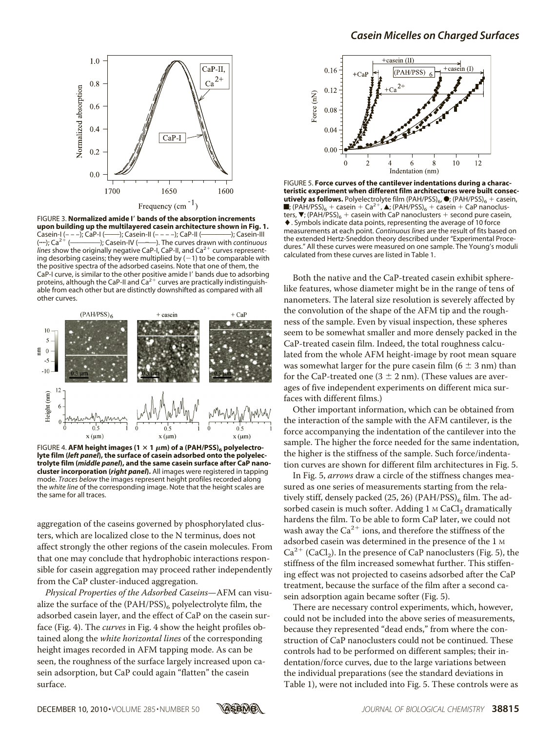FIGURE 3. **Normalized amide I′ bands of the absorption increments upon building up the multilayered casein architecture shown in Fig. 1.** Casein-I (– – –); CaP-I (——); Casein-II (– – – –); CaP-II (————); Casein-III (····); $Ca^{2+}$ (————); Casein-IV (—·—). The curves drawn with *continuous lines* show the originally negative CaP-I, CaP-II, and $Ca^{2+}$ curves representing desorbing caseins; they were multiplied by (−1) to be comparable with the positive spectra of the adsorbed caseins. Note that one of them, the CaP-I curve, is similar to the other positive amide I′ bands due to adsorbing proteins, although the CaP-II and $Ca^{2+}$ curves are practically indistinguishable from each other but are distinctly downshifted as compared with all other curves.

FIGURE 4. **AFM height images (1 × 1 μm) of a $(PAH/PSS)_6$ polyelectrolyte film (*left panel*), the surface of casein adsorbed onto the polyelectrolyte film (*middle panel*), and the same casein surface after CaP nanocluster incorporation (*right panel*).** All images were registered in tapping mode. *Traces below* the images represent height profiles recorded along the *white line* of the corresponding image. Note that the height scales are the same for all traces.

aggregation of the caseins governed by phosphorylated clusters, which are localized close to the N terminus, does not affect strongly the other regions of the casein molecules. From that one may conclude that hydrophobic interactions responsible for casein aggregation may proceed rather independently from the CaP cluster-induced aggregation.

*Physical Properties of the Adsorbed Caseins*—AFM can visualize the surface of the $(PAH/PSS)_6$ polyelectrolyte film, the adsorbed casein layer, and the effect of CaP on the casein surface (Fig. 4). The *curves* in Fig. 4 show the height profiles obtained along the *white horizontal lines* of the corresponding height images recorded in AFM tapping mode. As can be seen, the roughness of the surface largely increased upon casein adsorption, but CaP could again "flatten" the casein surface.

FIGURE 5. **Force curves of the cantilever indentations during a characteristic experiment when different film architectures were built consecutively as follows.** Polyelectrolyte film $(PAH/PSS)_6$, ●; $(PAH/PSS)_6$ + casein, ■; $(PAH/PSS)_6$ + casein + $Ca^{2+}$, ▲; $(PAH/PSS)_6$ + casein + CaP nanoclusters, ▼; $(PAH/PSS)_6$ + casein with CaP nanoclusters + second pure casein, ◆. Symbols indicate data points, representing the average of 10 force measurements at each point. *Continuous lines* are the result of fits based on the extended Hertz-Sneddon theory described under "Experimental Procedures." All these curves were measured on one sample. The Young's moduli calculated from these curves are listed in Table 1.

Both the native and the CaP-treated casein exhibit sphere-like features, whose diameter might be in the range of tens of nanometers. The lateral size resolution is severely affected by the convolution of the shape of the AFM tip and the roughness of the sample. Even by visual inspection, these spheres seem to be somewhat smaller and more densely packed in the CaP-treated casein film. Indeed, the total roughness calculated from the whole AFM height-image by root mean square was somewhat larger for the pure casein film (6 ± 3 nm) than for the CaP-treated one (3 ± 2 nm). (These values are averages of five independent experiments on different mica surfaces with different films.)

Other important information, which can be obtained from the interaction of the sample with the AFM cantilever, is the force accompanying the indentation of the cantilever into the sample. The higher the force needed for the same indentation, the higher is the stiffness of the sample. Such force/indentation curves are shown for different film architectures in Fig. 5.

In Fig. 5, *arrows* draw a circle of the stiffness changes measured as one series of measurements starting from the relatively stiff, densely packed (25, 26) $(PAH/PSS)_6$ film. The adsorbed casein is much softer. Adding 1 M $CaCl_2$ dramatically hardens the film. To be able to form CaP later, we could not wash away the $Ca^{2+}$ ions, and therefore the stiffness of the adsorbed casein was determined in the presence of the 1 M $Ca^{2+}$ ($CaCl_2$). In the presence of CaP nanoclusters (Fig. 5), the stiffness of the film increased somewhat further. This stiffening effect was not projected to caseins adsorbed after the CaP treatment, because the surface of the film after a second casein adsorption again became softer (Fig. 5).

There are necessary control experiments, which, however, could not be included into the above series of measurements, because they represented "dead ends," from where the construction of CaP nanoclusters could not be continued. These controls had to be performed on different samples; their indentation/force curves, due to the large variations between the individual preparations (see the standard deviations in Table 1), were not included into Fig. 5. These controls were as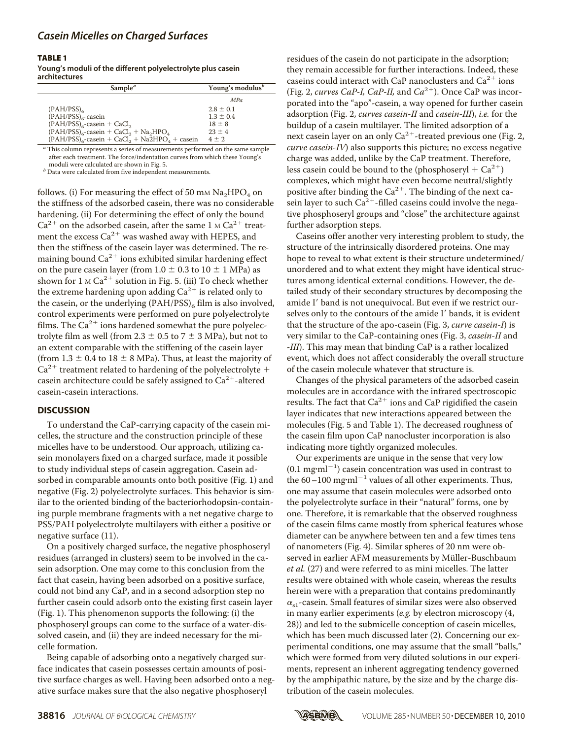**TABLE 1**

**Young's moduli of the different polyelectrolyte plus casein architectures**

| Sample[a] | Young's modulus[b] |
|---|---|
| | *MPa* |
| $(PAH/PSS)_6$ | 2.8 ± 0.1 |
| $(PAH/PSS)_6$-casein | 1.3 ± 0.4 |
| $(PAH/PSS)_6$-casein + $CaCl_2$ | 18 ± 8 |
| $(PAH/PSS)_6$-casein + $CaCl_2$ + $Na_2HPO_4$ | 23 ± 4 |
| $(PAH/PSS)_6$-casein + $CaCl_2$ + Na2HPO$_4$ + casein | 4 ± 2 |

[a] This column represents a series of measurements performed on the same sample after each treatment. The force/indentation curves from which these Young's moduli were calculated are shown in Fig. 5.

[b] Data were calculated from five independent measurements.

follows. (i) For measuring the effect of 50 mM $Na_2HPO_4$ on the stiffness of the adsorbed casein, there was no considerable hardening. (ii) For determining the effect of only the bound $Ca^{2+}$ on the adsorbed casein, after the same 1 M $Ca^{2+}$ treatment the excess $Ca^{2+}$ was washed away with HEPES, and then the stiffness of the casein layer was determined. The remaining bound $Ca^{2+}$ ions exhibited similar hardening effect on the pure casein layer (from 1.0 ± 0.3 to 10 ± 1 MPa) as shown for 1 M $Ca^{2+}$ solution in Fig. 5. (iii) To check whether the extreme hardening upon adding $Ca^{2+}$ is related only to the casein, or the underlying $(PAH/PSS)_6$ film is also involved, control experiments were performed on pure polyelectrolyte films. The $Ca^{2+}$ ions hardened somewhat the pure polyelectrolyte film as well (from 2.3 ± 0.5 to 7 ± 3 MPa), but not to an extent comparable with the stiffening of the casein layer (from 1.3 ± 0.4 to 18 ± 8 MPa). Thus, at least the majority of $Ca^{2+}$ treatment related to hardening of the polyelectrolyte + casein architecture could be safely assigned to $Ca^{2+}$-altered casein-casein interactions.

## DISCUSSION

To understand the CaP-carrying capacity of the casein micelles, the structure and the construction principle of these micelles have to be understood. Our approach, utilizing casein monolayers fixed on a charged surface, made it possible to study individual steps of casein aggregation. Casein adsorbed in comparable amounts onto both positive (Fig. 1) and negative (Fig. 2) polyelectrolyte surfaces. This behavior is similar to the oriented binding of the bacteriorhodopsin-containing purple membrane fragments with a net negative charge to PSS/PAH polyelectrolyte multilayers with either a positive or negative surface (11).

On a positively charged surface, the negative phosphoseryl residues (arranged in clusters) seem to be involved in the casein adsorption. One may come to this conclusion from the fact that casein, having been adsorbed on a positive surface, could not bind any CaP, and in a second adsorption step no further casein could adsorb onto the existing first casein layer (Fig. 1). This phenomenon supports the following: (i) the phosphoseryl groups can come to the surface of a water-dissolved casein, and (ii) they are indeed necessary for the micelle formation.

Being capable of adsorbing onto a negatively charged surface indicates that casein possesses certain amounts of positive surface charges as well. Having been adsorbed onto a negative surface makes sure that the also negative phosphoseryl residues of the casein do not participate in the adsorption; they remain accessible for further interactions. Indeed, these caseins could interact with CaP nanoclusters and $Ca^{2+}$ ions (Fig. 2, *curves CaP-I, CaP-II,* and *$Ca^{2+}$*). Once CaP was incorporated into the "apo"-casein, a way opened for further casein adsorption (Fig. 2, *curves casein-II* and *casein-III*), *i.e.* for the buildup of a casein multilayer. The limited adsorption of a next casein layer on an only $Ca^{2+}$-treated previous one (Fig. 2, *curve casein-IV*) also supports this picture; no excess negative charge was added, unlike by the CaP treatment. Therefore, less casein could be bound to the (phosphoseryl + $Ca^{2+}$) complexes, which might have even become neutral/slightly positive after binding the $Ca^{2+}$. The binding of the next casein layer to such $Ca^{2+}$-filled caseins could involve the negative phosphoseryl groups and "close" the architecture against further adsorption steps.

Caseins offer another very interesting problem to study, the structure of the intrinsically disordered proteins. One may hope to reveal to what extent is their structure undetermined/unordered and to what extent they might have identical structures among identical external conditions. However, the detailed study of their secondary structures by decomposing the amide I′ band is not unequivocal. But even if we restrict ourselves only to the contours of the amide I′ bands, it is evident that the structure of the apo-casein (Fig. 3, *curve casein-I*) is very similar to the CaP-containing ones (Fig. 3, *casein-II* and *-III*). This may mean that binding CaP is a rather localized event, which does not affect considerably the overall structure of the casein molecule whatever that structure is.

Changes of the physical parameters of the adsorbed casein molecules are in accordance with the infrared spectroscopic results. The fact that $Ca^{2+}$ ions and CaP rigidified the casein layer indicates that new interactions appeared between the molecules (Fig. 5 and Table 1). The decreased roughness of the casein film upon CaP nanocluster incorporation is also indicating more tightly organized molecules.

Our experiments are unique in the sense that very low (0.1 mg·ml$^{-1}$) casein concentration was used in contrast to the 60–100 mg·ml$^{-1}$ values of all other experiments. Thus, one may assume that casein molecules were adsorbed onto the polyelectrolyte surface in their "natural" forms, one by one. Therefore, it is remarkable that the observed roughness of the casein films came mostly from spherical features whose diameter can be anywhere between ten and a few times tens of nanometers (Fig. 4). Similar spheres of 20 nm were observed in earlier AFM measurements by Müller-Buschbaum *et al.* (27) and were referred to as mini micelles. The latter results were obtained with whole casein, whereas the results herein were with a preparation that contains predominantly $\alpha_{s1}$-casein. Small features of similar sizes were also observed in many earlier experiments (*e.g.* by electron microscopy (4, 28)) and led to the submicelle conception of casein micelles, which has been much discussed later (2). Concerning our experimental conditions, one may assume that the small "balls," which were formed from very diluted solutions in our experiments, represent an inherent aggregating tendency governed by the amphipathic nature, by the size and by the charge distribution of the casein molecules.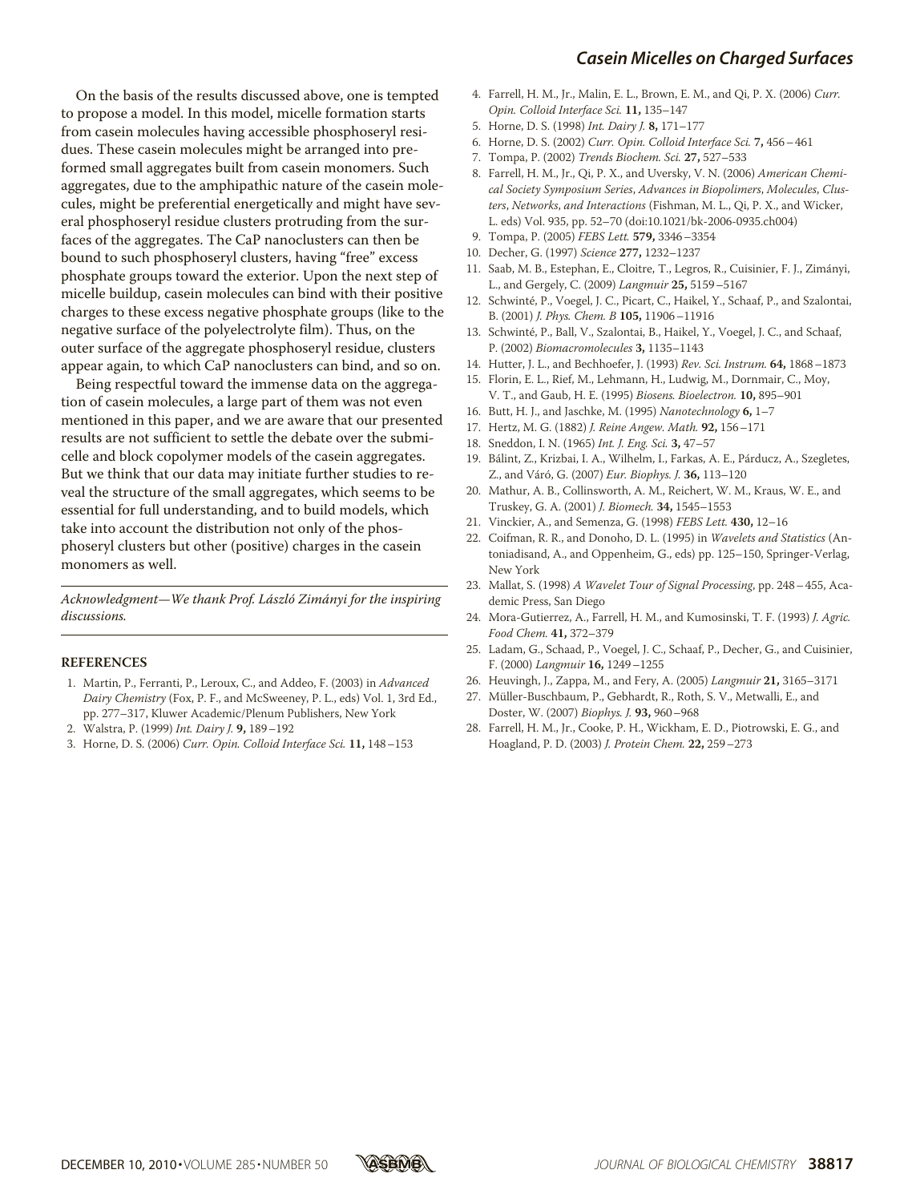On the basis of the results discussed above, one is tempted to propose a model. In this model, micelle formation starts from casein molecules having accessible phosphoseryl residues. These casein molecules might be arranged into preformed small aggregates built from casein monomers. Such aggregates, due to the amphipathic nature of the casein molecules, might be preferential energetically and might have several phosphoseryl residue clusters protruding from the surfaces of the aggregates. The CaP nanoclusters can then be bound to such phosphoseryl clusters, having "free" excess phosphate groups toward the exterior. Upon the next step of micelle buildup, casein molecules can bind with their positive charges to these excess negative phosphate groups (like to the negative surface of the polyelectrolyte film). Thus, on the outer surface of the aggregate phosphoseryl residue, clusters appear again, to which CaP nanoclusters can bind, and so on.

Being respectful toward the immense data on the aggregation of casein molecules, a large part of them was not even mentioned in this paper, and we are aware that our presented results are not sufficient to settle the debate over the submicelle and block copolymer models of the casein aggregates. But we think that our data may initiate further studies to reveal the structure of the small aggregates, which seems to be essential for full understanding, and to build models, which take into account the distribution not only of the phosphoseryl clusters but other (positive) charges in the casein monomers as well.

*Acknowledgment—We thank Prof. László Zimányi for the inspiring discussions.*

## REFERENCES

1. Martin, P., Ferranti, P., Leroux, C., and Addeo, F. (2003) in *Advanced Dairy Chemistry* (Fox, P. F., and McSweeney, P. L., eds) Vol. 1, 3rd Ed., pp. 277–317, Kluwer Academic/Plenum Publishers, New York
2. Walstra, P. (1999) *Int. Dairy J.* **9,** 189–192
3. Horne, D. S. (2006) *Curr. Opin. Colloid Interface Sci.* **11,** 148–153
4. Farrell, H. M., Jr., Malin, E. L., Brown, E. M., and Qi, P. X. (2006) *Curr. Opin. Colloid Interface Sci.* **11,** 135–147
5. Horne, D. S. (1998) *Int. Dairy J.* **8,** 171–177
6. Horne, D. S. (2002) *Curr. Opin. Colloid Interface Sci.* **7,** 456–461
7. Tompa, P. (2002) *Trends Biochem. Sci.* **27,** 527–533
8. Farrell, H. M., Jr., Qi, P. X., and Uversky, V. N. (2006) *American Chemical Society Symposium Series*, *Advances in Biopolimers*, *Molecules*, *Clusters*, *Networks*, *and Interactions* (Fishman, M. L., Qi, P. X., and Wicker, L. eds) Vol. 935, pp. 52–70 (doi:10.1021/bk-2006-0935.ch004)
9. Tompa, P. (2005) *FEBS Lett.* **579,** 3346–3354
10. Decher, G. (1997) *Science* **277,** 1232–1237
11. Saab, M. B., Estephan, E., Cloitre, T., Legros, R., Cuisinier, F. J., Zimányi, L., and Gergely, C. (2009) *Langmuir* **25,** 5159–5167
12. Schwinté, P., Voegel, J. C., Picart, C., Haikel, Y., Schaaf, P., and Szalontai, B. (2001) *J. Phys. Chem. B* **105,** 11906–11916
13. Schwinté, P., Ball, V., Szalontai, B., Haikel, Y., Voegel, J. C., and Schaaf, P. (2002) *Biomacromolecules* **3,** 1135–1143
14. Hutter, J. L., and Bechhoefer, J. (1993) *Rev. Sci. Instrum.* **64,** 1868–1873
15. Florin, E. L., Rief, M., Lehmann, H., Ludwig, M., Dornmair, C., Moy, V. T., and Gaub, H. E. (1995) *Biosens. Bioelectron.* **10,** 895–901
16. Butt, H. J., and Jaschke, M. (1995) *Nanotechnology* **6,** 1–7
17. Hertz, M. G. (1882) *J. Reine Angew. Math.* **92,** 156–171
18. Sneddon, I. N. (1965) *Int. J. Eng. Sci.* **3,** 47–57
19. Bálint, Z., Krizbai, I. A., Wilhelm, I., Farkas, A. E., Párducz, A., Szegletes, Z., and Váró, G. (2007) *Eur. Biophys. J.* **36,** 113–120
20. Mathur, A. B., Collinsworth, A. M., Reichert, W. M., Kraus, W. E., and Truskey, G. A. (2001) *J. Biomech.* **34,** 1545–1553
21. Vinckier, A., and Semenza, G. (1998) *FEBS Lett.* **430,** 12–16
22. Coifman, R. R., and Donoho, D. L. (1995) in *Wavelets and Statistics* (Antoniadisand, A., and Oppenheim, G., eds) pp. 125–150, Springer-Verlag, New York
23. Mallat, S. (1998) *A Wavelet Tour of Signal Processing*, pp. 248–455, Academic Press, San Diego
24. Mora-Gutierrez, A., Farrell, H. M., and Kumosinski, T. F. (1993) *J. Agric. Food Chem.* **41,** 372–379
25. Ladam, G., Schaad, P., Voegel, J. C., Schaaf, P., Decher, G., and Cuisinier, F. (2000) *Langmuir* **16,** 1249–1255
26. Heuvingh, J., Zappa, M., and Fery, A. (2005) *Langmuir* **21,** 3165–3171
27. Müller-Buschbaum, P., Gebhardt, R., Roth, S. V., Metwalli, E., and Doster, W. (2007) *Biophys. J.* **93,** 960–968
28. Farrell, H. M., Jr., Cooke, P. H., Wickham, E. D., Piotrowski, E. G., and Hoagland, P. D. (2003) *J. Protein Chem.* **22,** 259–273